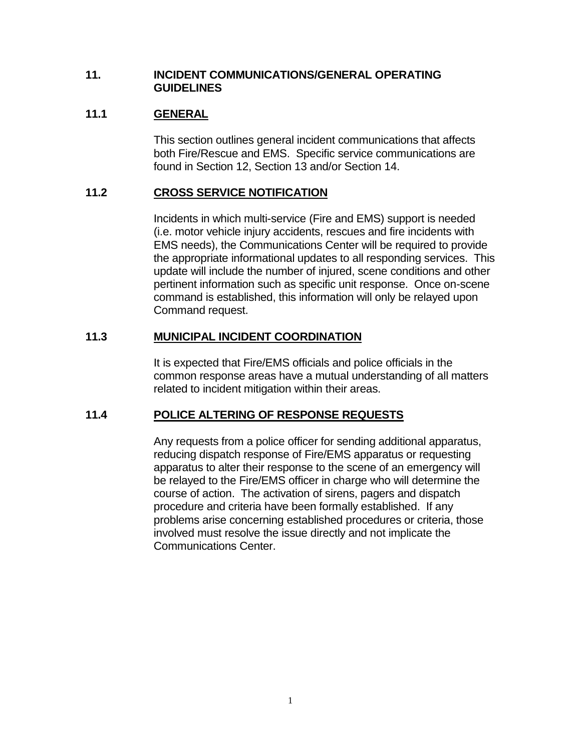# 11. INCIDENT COMMUNICATIONS/GENERAL OPERATING GUIDELINES

## 11.1 GENERAL

This section outlines general incident communications that affects both Fire/Rescue and EMS. Specific service communications are found in Section 12, Section 13 and/or Section 14.

## 11.2 CROSS SERVICE NOTIFICATION

Incidents in which multi-service (Fire and EMS) support is needed (i.e. motor vehicle injury accidents, rescues and fire incidents with EMS needs), the Communications Center will be required to provide the appropriate informational updates to all responding services. This update will include the number of injured, scene conditions and other pertinent information such as specific unit response. Once on-scene command is established, this information will only be relayed upon Command request.

## 11.3 MUNICIPAL INCIDENT COORDINATION

It is expected that Fire/EMS officials and police officials in the common response areas have a mutual understanding of all matters related to incident mitigation within their areas.

## 11.4 POLICE ALTERING OF RESPONSE REQUESTS

Any requests from a police officer for sending additional apparatus, reducing dispatch response of Fire/EMS apparatus or requesting apparatus to alter their response to the scene of an emergency will be relayed to the Fire/EMS officer in charge who will determine the course of action. The activation of sirens, pagers and dispatch procedure and criteria have been formally established. If any problems arise concerning established procedures or criteria, those involved must resolve the issue directly and not implicate the Communications Center.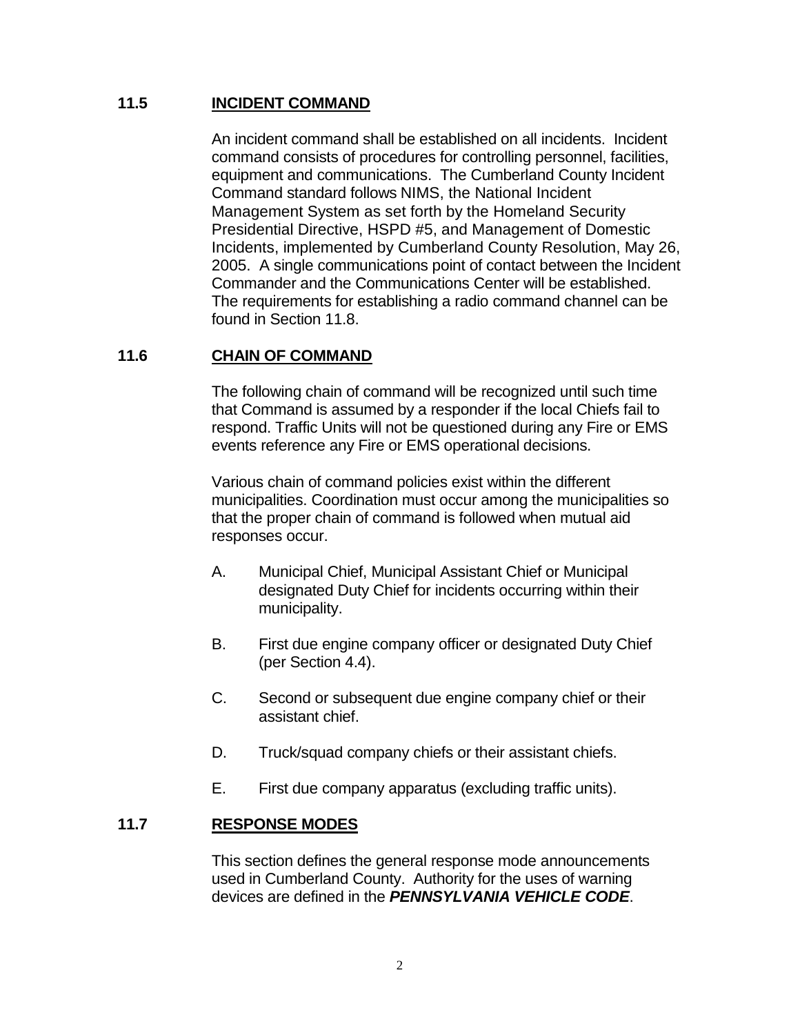## 11.5 INCIDENT COMMAND

An incident command shall be established on all incidents. Incident command consists of procedures for controlling personnel, facilities, equipment and communications. The Cumberland County Incident Command standard follows NIMS, the National Incident Management System as set forth by the Homeland Security Presidential Directive, HSPD #5, and Management of Domestic Incidents, implemented by Cumberland County Resolution, May 26, 2005. A single communications point of contact between the Incident Commander and the Communications Center will be established. The requirements for establishing a radio command channel can be found in Section 11.8.

## 11.6 CHAIN OF COMMAND

The following chain of command will be recognized until such time that Command is assumed by a responder if the local Chiefs fail to respond. Traffic Units will not be questioned during any Fire or EMS events reference any Fire or EMS operational decisions.

Various chain of command policies exist within the different municipalities. Coordination must occur among the municipalities so that the proper chain of command is followed when mutual aid responses occur.

A. Municipal Chief, Municipal Assistant Chief or Municipal designated Duty Chief for incidents occurring within their municipality.

B. First due engine company officer or designated Duty Chief (per Section 4.4).

C. Second or subsequent due engine company chief or their assistant chief.

D. Truck/squad company chiefs or their assistant chiefs.

E. First due company apparatus (excluding traffic units).

## 11.7 RESPONSE MODES

This section defines the general response mode announcements used in Cumberland County. Authority for the uses of warning devices are defined in the ***PENNSYLVANIA VEHICLE CODE***.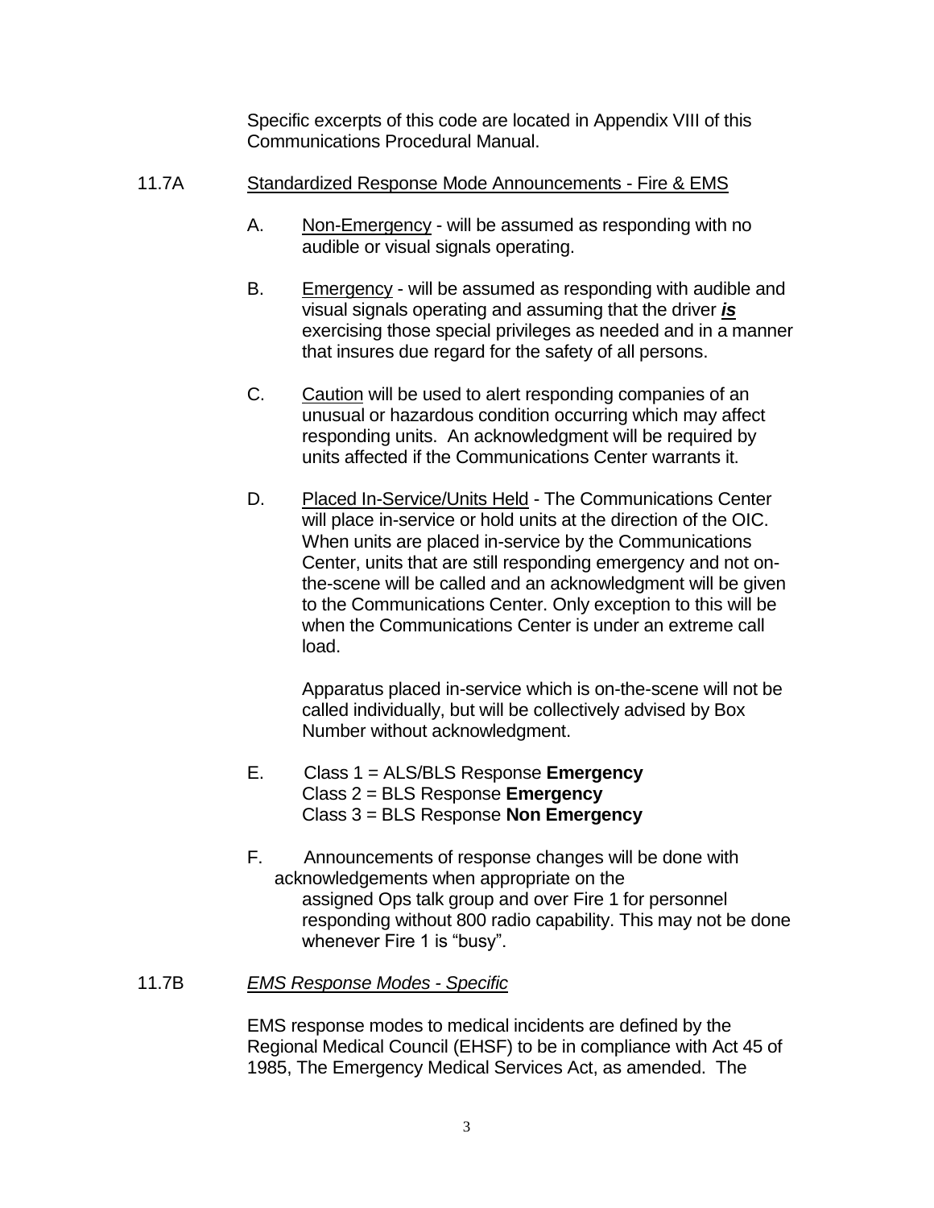Specific excerpts of this code are located in Appendix VIII of this Communications Procedural Manual.

11.7A <u>Standardized Response Mode Announcements - Fire & EMS</u>

A. <u>Non-Emergency</u> - will be assumed as responding with no audible or visual signals operating.

B. <u>Emergency</u> - will be assumed as responding with audible and visual signals operating and assuming that the driver ***<u>is</u>*** exercising those special privileges as needed and in a manner that insures due regard for the safety of all persons.

C. <u>Caution</u> will be used to alert responding companies of an unusual or hazardous condition occurring which may affect responding units. An acknowledgment will be required by units affected if the Communications Center warrants it.

D. <u>Placed In-Service/Units Held</u> - The Communications Center will place in-service or hold units at the direction of the OIC. When units are placed in-service by the Communications Center, units that are still responding emergency and not on-the-scene will be called and an acknowledgment will be given to the Communications Center. Only exception to this will be when the Communications Center is under an extreme call load.

Apparatus placed in-service which is on-the-scene will not be called individually, but will be collectively advised by Box Number without acknowledgment.

E. Class 1 = ALS/BLS Response **Emergency**
Class 2 = BLS Response **Emergency**
Class 3 = BLS Response **Non Emergency**

F. Announcements of response changes will be done with acknowledgements when appropriate on the assigned Ops talk group and over Fire 1 for personnel responding without 800 radio capability. This may not be done whenever Fire 1 is "busy".

11.7B *<u>EMS Response Modes - Specific</u>*

EMS response modes to medical incidents are defined by the Regional Medical Council (EHSF) to be in compliance with Act 45 of 1985, The Emergency Medical Services Act, as amended. The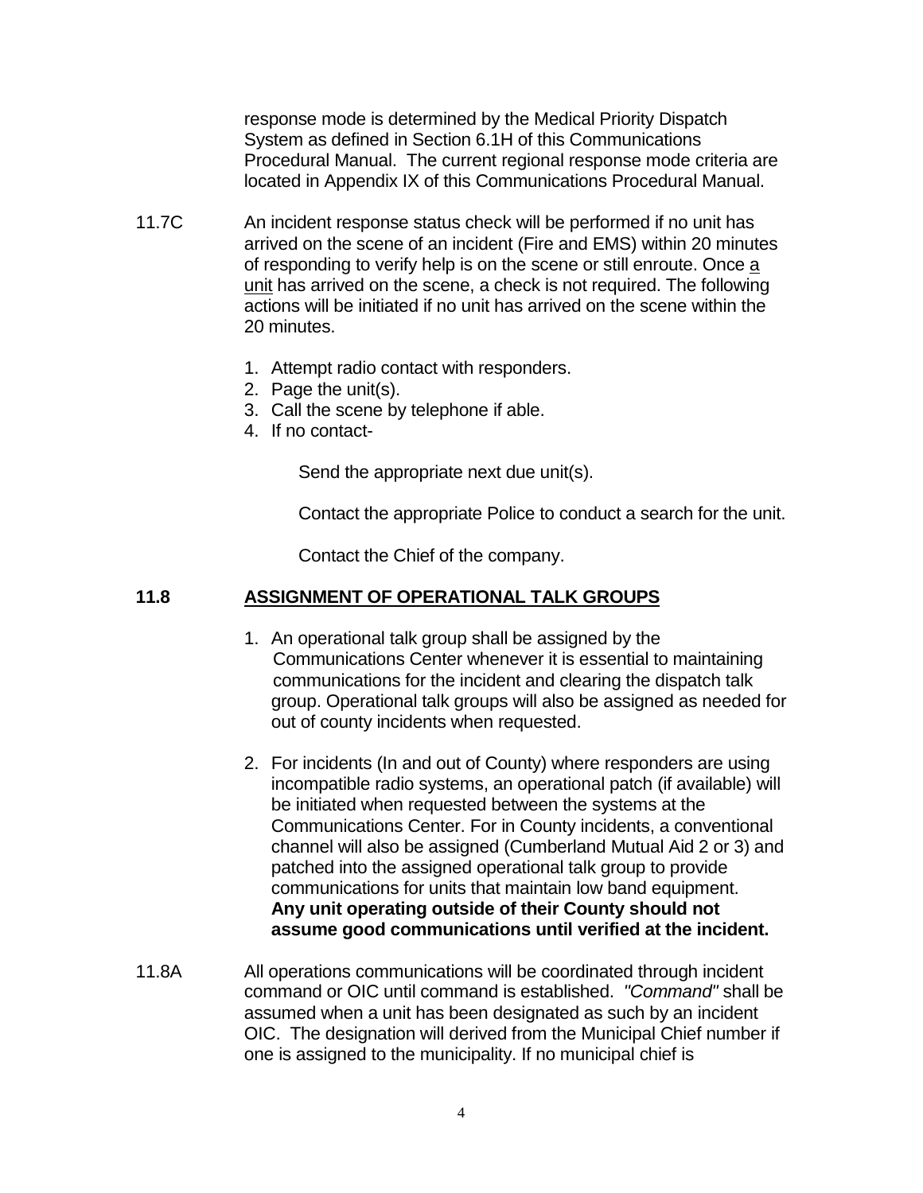response mode is determined by the Medical Priority Dispatch System as defined in Section 6.1H of this Communications Procedural Manual. The current regional response mode criteria are located in Appendix IX of this Communications Procedural Manual.

11.7C An incident response status check will be performed if no unit has arrived on the scene of an incident (Fire and EMS) within 20 minutes of responding to verify help is on the scene or still enroute. Once <u>a unit</u> has arrived on the scene, a check is not required. The following actions will be initiated if no unit has arrived on the scene within the 20 minutes.

1. Attempt radio contact with responders.
2. Page the unit(s).
3. Call the scene by telephone if able.
4. If no contact-

   Send the appropriate next due unit(s).

   Contact the appropriate Police to conduct a search for the unit.

   Contact the Chief of the company.

## 11.8 ASSIGNMENT OF OPERATIONAL TALK GROUPS

1. An operational talk group shall be assigned by the Communications Center whenever it is essential to maintaining communications for the incident and clearing the dispatch talk group. Operational talk groups will also be assigned as needed for out of county incidents when requested.

2. For incidents (In and out of County) where responders are using incompatible radio systems, an operational patch (if available) will be initiated when requested between the systems at the Communications Center. For in County incidents, a conventional channel will also be assigned (Cumberland Mutual Aid 2 or 3) and patched into the assigned operational talk group to provide communications for units that maintain low band equipment. **Any unit operating outside of their County should not assume good communications until verified at the incident.**

11.8A All operations communications will be coordinated through incident command or OIC until command is established. *"Command"* shall be assumed when a unit has been designated as such by an incident OIC. The designation will derived from the Municipal Chief number if one is assigned to the municipality. If no municipal chief is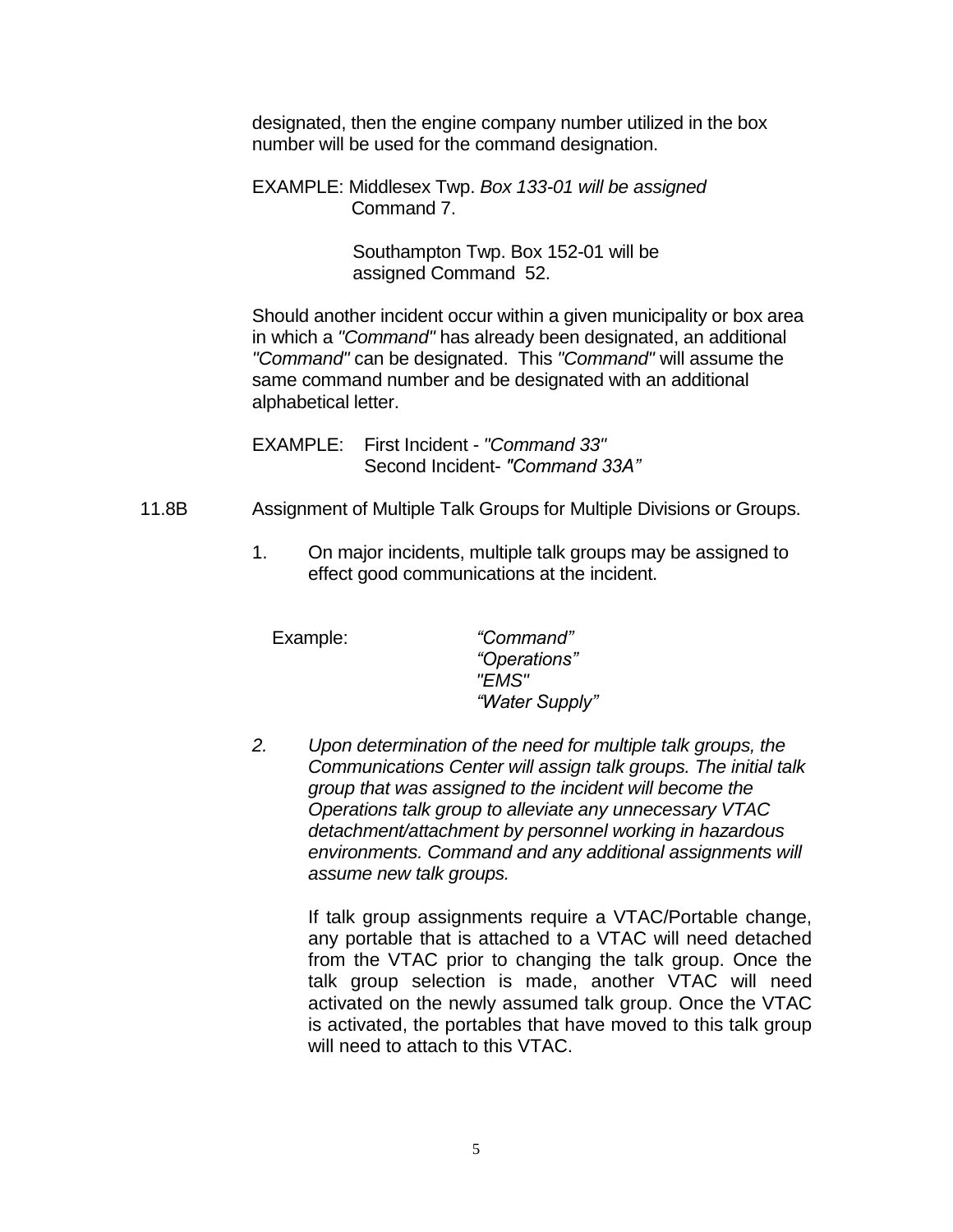designated, then the engine company number utilized in the box number will be used for the command designation.

EXAMPLE: Middlesex Twp. *Box 133-01 will be assigned* Command 7.

Southampton Twp. Box 152-01 will be assigned Command 52.

Should another incident occur within a given municipality or box area in which a *"Command"* has already been designated, an additional *"Command"* can be designated. This *"Command"* will assume the same command number and be designated with an additional alphabetical letter.

EXAMPLE: First Incident - *"Command 33"*
Second Incident- *"Command 33A"*

11.8B Assignment of Multiple Talk Groups for Multiple Divisions or Groups.

1. On major incidents, multiple talk groups may be assigned to effect good communications at the incident.

   Example: *"Command"*
   *"Operations"*
   *"EMS"*
   *"Water Supply"*

2. *Upon determination of the need for multiple talk groups, the Communications Center will assign talk groups. The initial talk group that was assigned to the incident will become the Operations talk group to alleviate any unnecessary VTAC detachment/attachment by personnel working in hazardous environments. Command and any additional assignments will assume new talk groups.*

   If talk group assignments require a VTAC/Portable change, any portable that is attached to a VTAC will need detached from the VTAC prior to changing the talk group. Once the talk group selection is made, another VTAC will need activated on the newly assumed talk group. Once the VTAC is activated, the portables that have moved to this talk group will need to attach to this VTAC.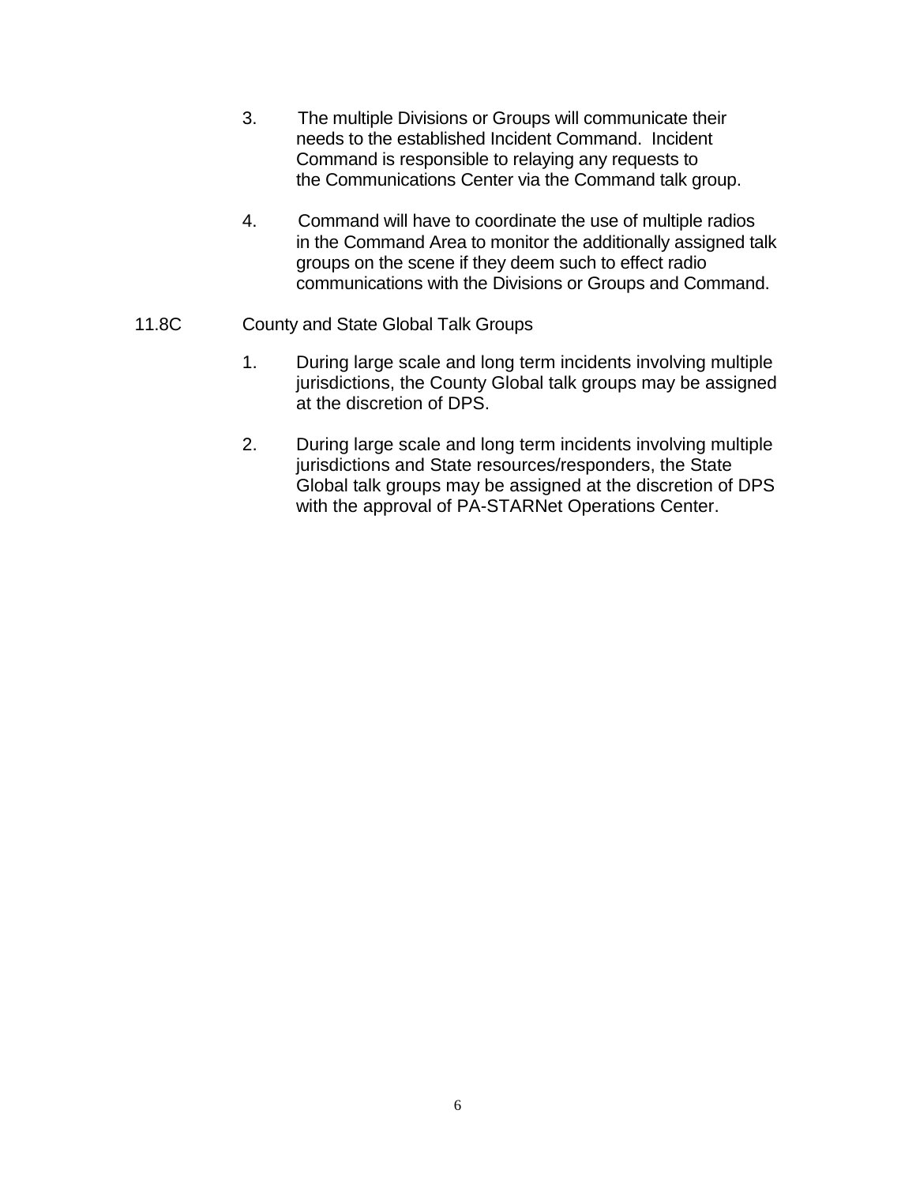3. The multiple Divisions or Groups will communicate their needs to the established Incident Command. Incident Command is responsible to relaying any requests to the Communications Center via the Command talk group.

4. Command will have to coordinate the use of multiple radios in the Command Area to monitor the additionally assigned talk groups on the scene if they deem such to effect radio communications with the Divisions or Groups and Command.

11.8C County and State Global Talk Groups

1. During large scale and long term incidents involving multiple jurisdictions, the County Global talk groups may be assigned at the discretion of DPS.

2. During large scale and long term incidents involving multiple jurisdictions and State resources/responders, the State Global talk groups may be assigned at the discretion of DPS with the approval of PA-STARNet Operations Center.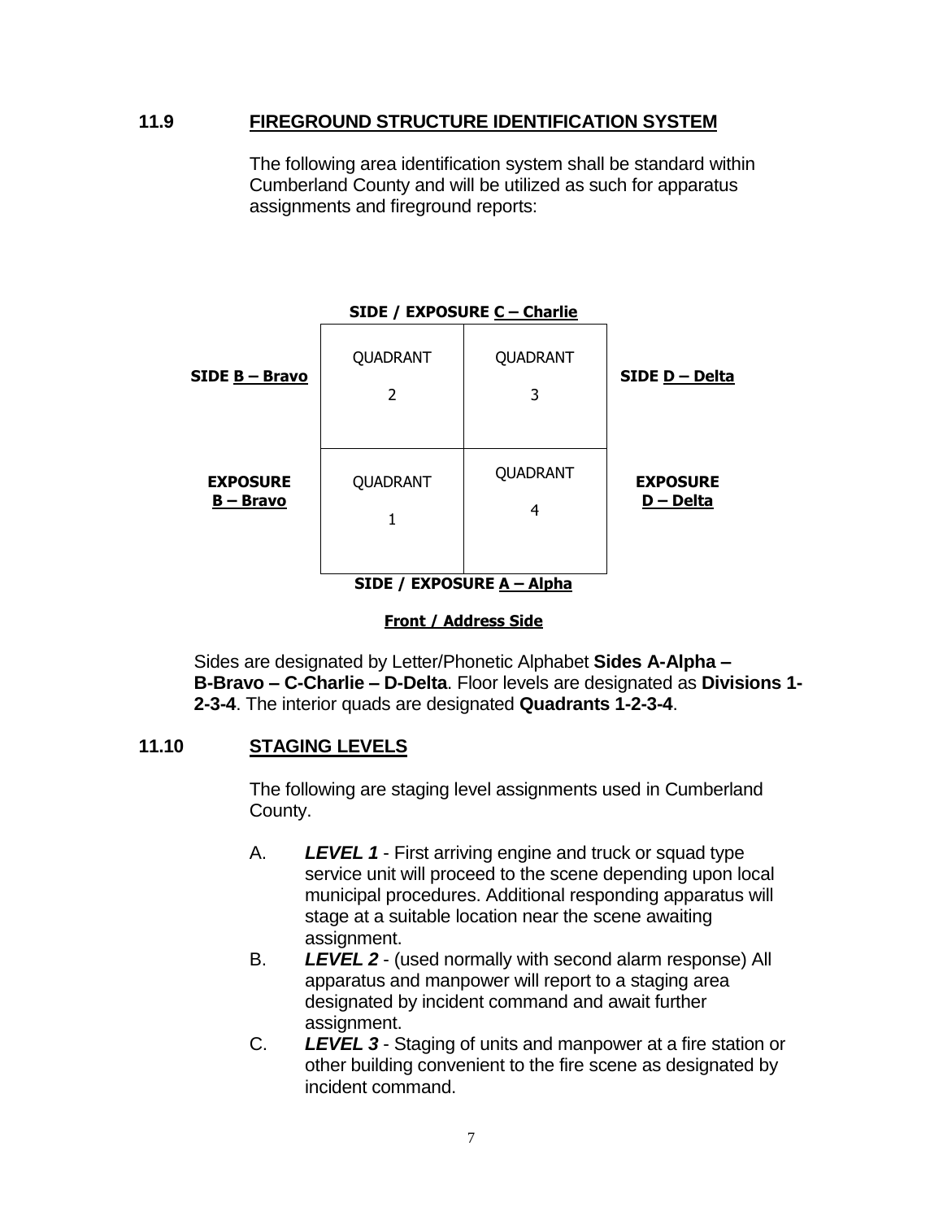## 11.9 FIREGROUND STRUCTURE IDENTIFICATION SYSTEM

The following area identification system shall be standard within Cumberland County and will be utilized as such for apparatus assignments and fireground reports:

| | **SIDE / EXPOSURE C – Charlie** | | |
|---|---|---|---|
| **SIDE B – Bravo** | QUADRANT 2 | QUADRANT 3 | **SIDE D – Delta** |
| **EXPOSURE B – Bravo** | QUADRANT 1 | QUADRANT 4 | **EXPOSURE D – Delta** |
| | **SIDE / EXPOSURE A – Alpha** | | |

**Front / Address Side**

Sides are designated by Letter/Phonetic Alphabet **Sides A-Alpha – B-Bravo – C-Charlie – D-Delta**. Floor levels are designated as **Divisions 1-2-3-4**. The interior quads are designated **Quadrants 1-2-3-4**.

## 11.10 STAGING LEVELS

The following are staging level assignments used in Cumberland County.

A. ***LEVEL 1*** - First arriving engine and truck or squad type service unit will proceed to the scene depending upon local municipal procedures. Additional responding apparatus will stage at a suitable location near the scene awaiting assignment.

B. ***LEVEL 2*** - (used normally with second alarm response) All apparatus and manpower will report to a staging area designated by incident command and await further assignment.

C. ***LEVEL 3*** - Staging of units and manpower at a fire station or other building convenient to the fire scene as designated by incident command.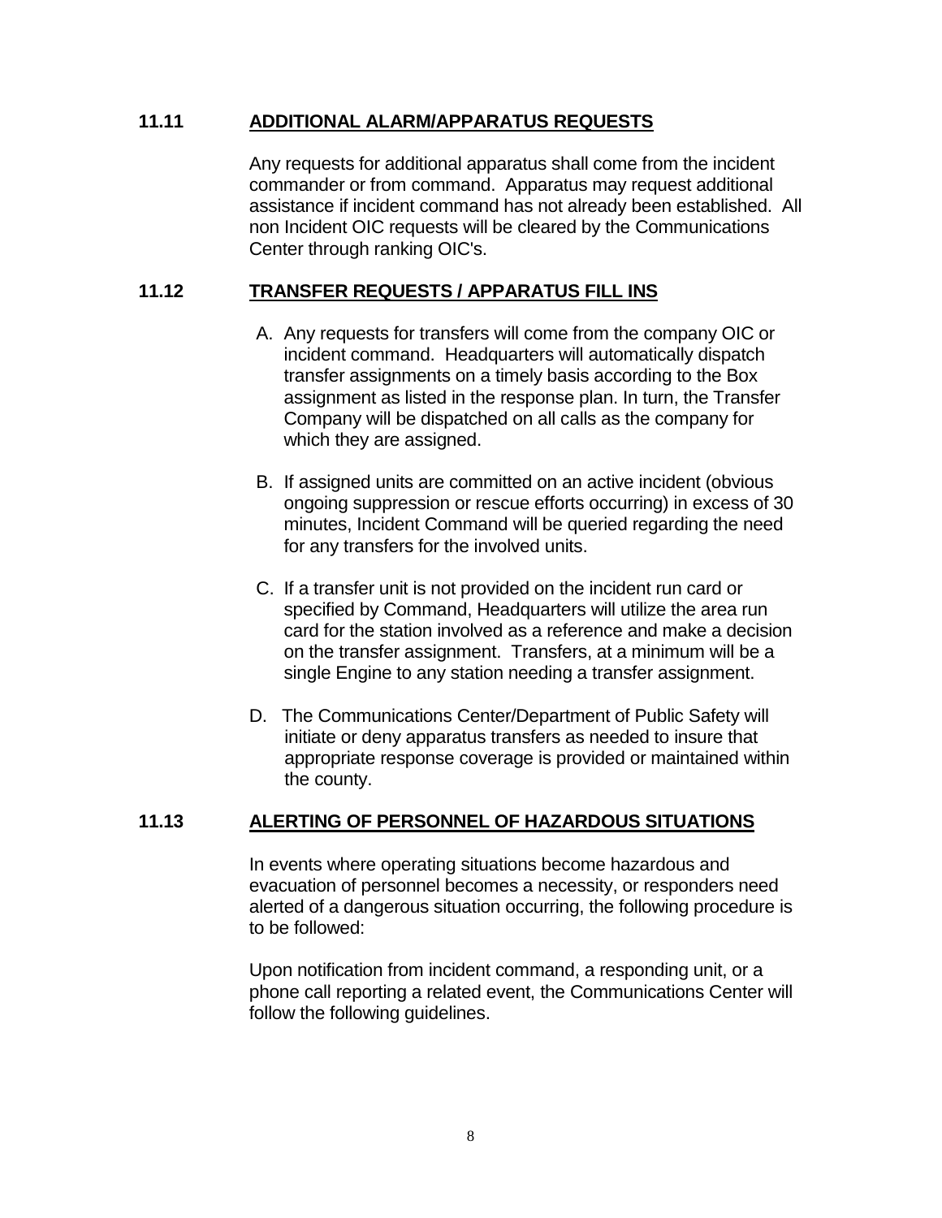## 11.11 ADDITIONAL ALARM/APPARATUS REQUESTS

Any requests for additional apparatus shall come from the incident commander or from command. Apparatus may request additional assistance if incident command has not already been established. All non Incident OIC requests will be cleared by the Communications Center through ranking OIC's.

## 11.12 TRANSFER REQUESTS / APPARATUS FILL INS

A. Any requests for transfers will come from the company OIC or incident command. Headquarters will automatically dispatch transfer assignments on a timely basis according to the Box assignment as listed in the response plan. In turn, the Transfer Company will be dispatched on all calls as the company for which they are assigned.

B. If assigned units are committed on an active incident (obvious ongoing suppression or rescue efforts occurring) in excess of 30 minutes, Incident Command will be queried regarding the need for any transfers for the involved units.

C. If a transfer unit is not provided on the incident run card or specified by Command, Headquarters will utilize the area run card for the station involved as a reference and make a decision on the transfer assignment. Transfers, at a minimum will be a single Engine to any station needing a transfer assignment.

D. The Communications Center/Department of Public Safety will initiate or deny apparatus transfers as needed to insure that appropriate response coverage is provided or maintained within the county.

## 11.13 ALERTING OF PERSONNEL OF HAZARDOUS SITUATIONS

In events where operating situations become hazardous and evacuation of personnel becomes a necessity, or responders need alerted of a dangerous situation occurring, the following procedure is to be followed:

Upon notification from incident command, a responding unit, or a phone call reporting a related event, the Communications Center will follow the following guidelines.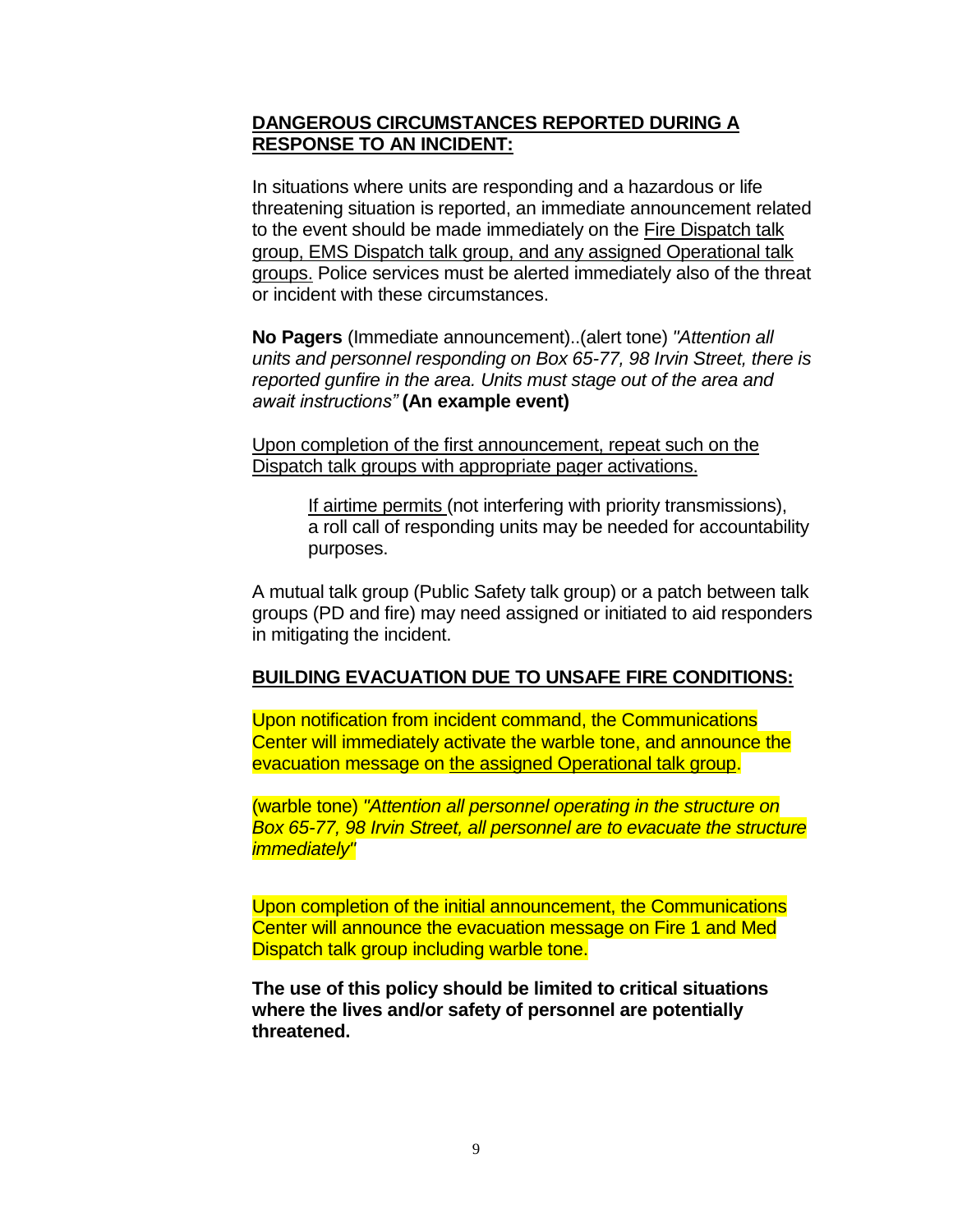## **DANGEROUS CIRCUMSTANCES REPORTED DURING A RESPONSE TO AN INCIDENT:**

In situations where units are responding and a hazardous or life threatening situation is reported, an immediate announcement related to the event should be made immediately on the Fire Dispatch talk group, EMS Dispatch talk group, and any assigned Operational talk groups. Police services must be alerted immediately also of the threat or incident with these circumstances.

**No Pagers** (Immediate announcement)..(alert tone) *"Attention all units and personnel responding on Box 65-77, 98 Irvin Street, there is reported gunfire in the area. Units must stage out of the area and await instructions"* **(An example event)**

Upon completion of the first announcement, repeat such on the Dispatch talk groups with appropriate pager activations.

> If airtime permits (not interfering with priority transmissions), a roll call of responding units may be needed for accountability purposes.

A mutual talk group (Public Safety talk group) or a patch between talk groups (PD and fire) may need assigned or initiated to aid responders in mitigating the incident.

## **BUILDING EVACUATION DUE TO UNSAFE FIRE CONDITIONS:**

Upon notification from incident command, the Communications Center will immediately activate the warble tone, and announce the evacuation message on the assigned Operational talk group.

(warble tone) *"Attention all personnel operating in the structure on Box 65-77, 98 Irvin Street, all personnel are to evacuate the structure immediately"*

Upon completion of the initial announcement, the Communications Center will announce the evacuation message on Fire 1 and Med Dispatch talk group including warble tone.

**The use of this policy should be limited to critical situations where the lives and/or safety of personnel are potentially threatened.**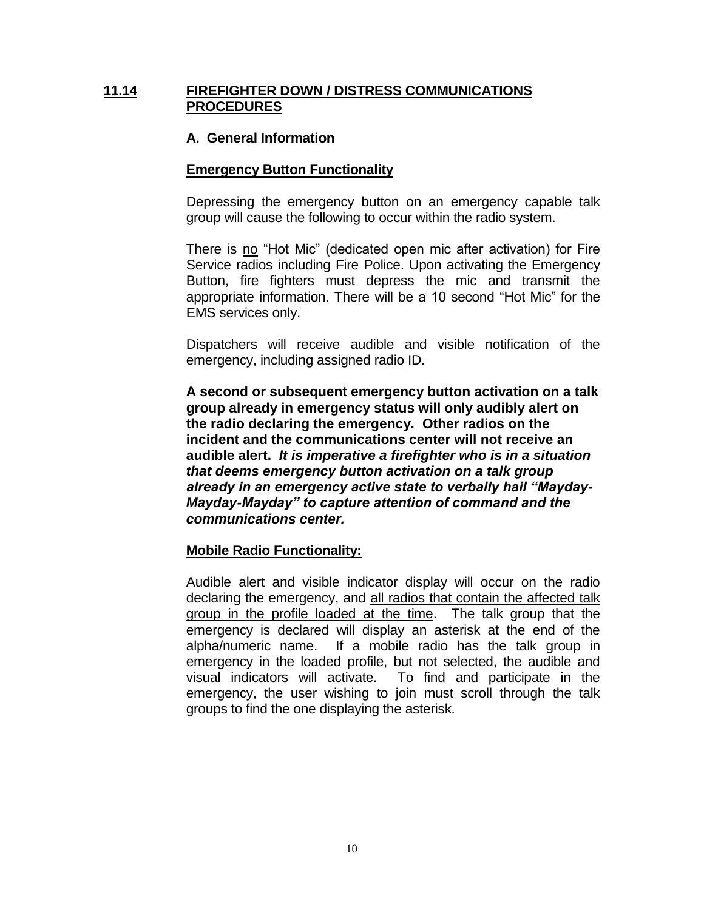## 11.14 FIREFIGHTER DOWN / DISTRESS COMMUNICATIONS PROCEDURES

### A. General Information

**Emergency Button Functionality**

Depressing the emergency button on an emergency capable talk group will cause the following to occur within the radio system.

There is no "Hot Mic" (dedicated open mic after activation) for Fire Service radios including Fire Police. Upon activating the Emergency Button, fire fighters must depress the mic and transmit the appropriate information. There will be a 10 second "Hot Mic" for the EMS services only.

Dispatchers will receive audible and visible notification of the emergency, including assigned radio ID.

**A second or subsequent emergency button activation on a talk group already in emergency status will only audibly alert on the radio declaring the emergency. Other radios on the incident and the communications center will not receive an audible alert.** ***It is imperative a firefighter who is in a situation that deems emergency button activation on a talk group already in an emergency active state to verbally hail "Mayday-Mayday-Mayday" to capture attention of command and the communications center.***

**Mobile Radio Functionality:**

Audible alert and visible indicator display will occur on the radio declaring the emergency, and all radios that contain the affected talk group in the profile loaded at the time. The talk group that the emergency is declared will display an asterisk at the end of the alpha/numeric name. If a mobile radio has the talk group in emergency in the loaded profile, but not selected, the audible and visual indicators will activate. To find and participate in the emergency, the user wishing to join must scroll through the talk groups to find the one displaying the asterisk.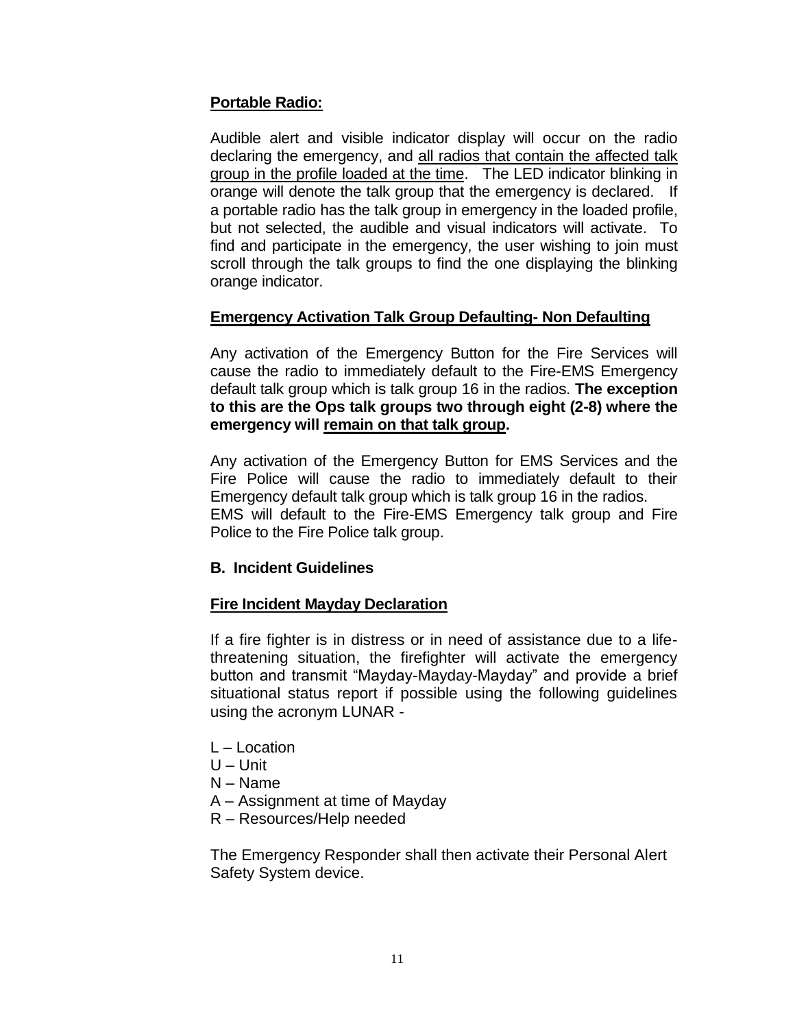**Portable Radio:**

Audible alert and visible indicator display will occur on the radio declaring the emergency, and <u>all radios that contain the affected talk group in the profile loaded at the time</u>. The LED indicator blinking in orange will denote the talk group that the emergency is declared. If a portable radio has the talk group in emergency in the loaded profile, but not selected, the audible and visual indicators will activate. To find and participate in the emergency, the user wishing to join must scroll through the talk groups to find the one displaying the blinking orange indicator.

**Emergency Activation Talk Group Defaulting- Non Defaulting**

Any activation of the Emergency Button for the Fire Services will cause the radio to immediately default to the Fire-EMS Emergency default talk group which is talk group 16 in the radios. **The exception to this are the Ops talk groups two through eight (2-8) where the emergency will <u>remain on that talk group</u>.**

Any activation of the Emergency Button for EMS Services and the Fire Police will cause the radio to immediately default to their Emergency default talk group which is talk group 16 in the radios.
EMS will default to the Fire-EMS Emergency talk group and Fire Police to the Fire Police talk group.

### B. Incident Guidelines

**Fire Incident Mayday Declaration**

If a fire fighter is in distress or in need of assistance due to a life-threatening situation, the firefighter will activate the emergency button and transmit "Mayday-Mayday-Mayday" and provide a brief situational status report if possible using the following guidelines using the acronym LUNAR -

L – Location
U – Unit
N – Name
A – Assignment at time of Mayday
R – Resources/Help needed

The Emergency Responder shall then activate their Personal Alert Safety System device.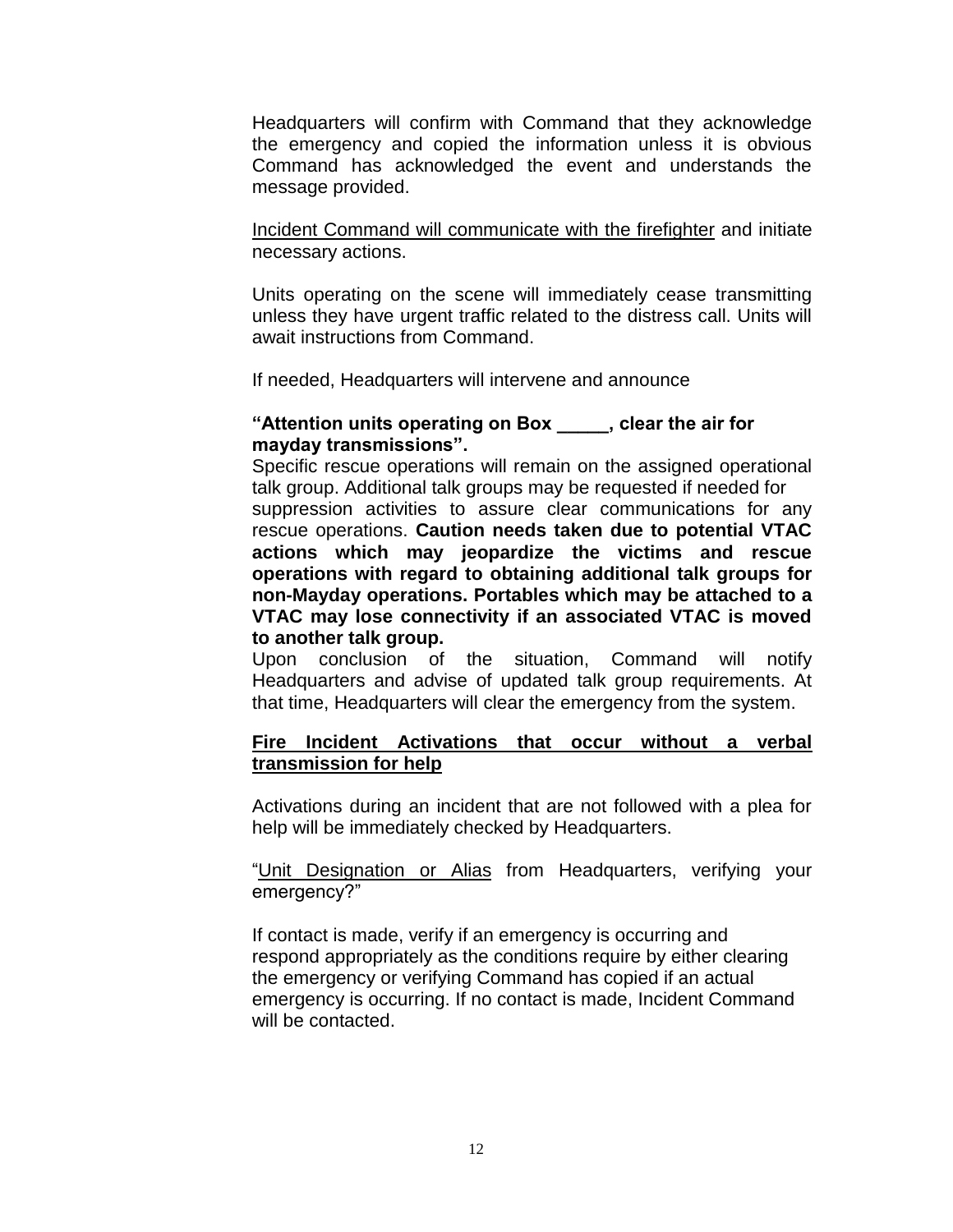Headquarters will confirm with Command that they acknowledge the emergency and copied the information unless it is obvious Command has acknowledged the event and understands the message provided.

<u>Incident Command will communicate with the firefighter</u> and initiate necessary actions.

Units operating on the scene will immediately cease transmitting unless they have urgent traffic related to the distress call. Units will await instructions from Command.

If needed, Headquarters will intervene and announce

**"Attention units operating on Box _____, clear the air for mayday transmissions".**

Specific rescue operations will remain on the assigned operational talk group. Additional talk groups may be requested if needed for suppression activities to assure clear communications for any rescue operations. **Caution needs taken due to potential VTAC actions which may jeopardize the victims and rescue operations with regard to obtaining additional talk groups for non-Mayday operations. Portables which may be attached to a VTAC may lose connectivity if an associated VTAC is moved to another talk group.**

Upon conclusion of the situation, Command will notify Headquarters and advise of updated talk group requirements. At that time, Headquarters will clear the emergency from the system.

**<u>Fire Incident Activations that occur without a verbal transmission for help</u>**

Activations during an incident that are not followed with a plea for help will be immediately checked by Headquarters.

"<u>Unit Designation or Alias</u> from Headquarters, verifying your emergency?"

If contact is made, verify if an emergency is occurring and respond appropriately as the conditions require by either clearing the emergency or verifying Command has copied if an actual emergency is occurring. If no contact is made, Incident Command will be contacted.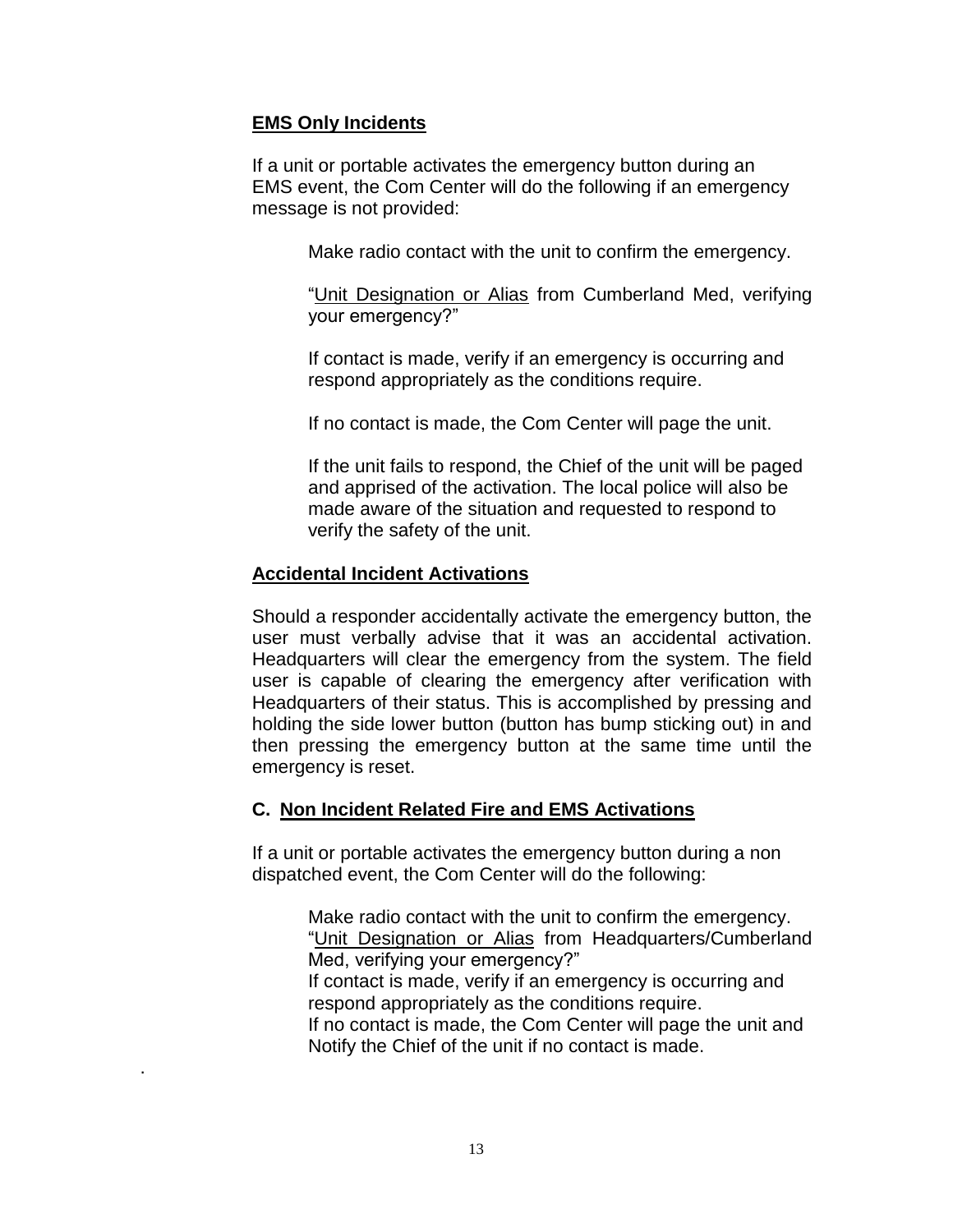**<u>EMS Only Incidents</u>**

If a unit or portable activates the emergency button during an EMS event, the Com Center will do the following if an emergency message is not provided:

> Make radio contact with the unit to confirm the emergency.
>
> "<u>Unit Designation or Alias</u> from Cumberland Med, verifying your emergency?"
>
> If contact is made, verify if an emergency is occurring and respond appropriately as the conditions require.
>
> If no contact is made, the Com Center will page the unit.
>
> If the unit fails to respond, the Chief of the unit will be paged and apprised of the activation. The local police will also be made aware of the situation and requested to respond to verify the safety of the unit.

**<u>Accidental Incident Activations</u>**

Should a responder accidentally activate the emergency button, the user must verbally advise that it was an accidental activation. Headquarters will clear the emergency from the system. The field user is capable of clearing the emergency after verification with Headquarters of their status. This is accomplished by pressing and holding the side lower button (button has bump sticking out) in and then pressing the emergency button at the same time until the emergency is reset.

**C. <u>Non Incident Related Fire and EMS Activations</u>**

If a unit or portable activates the emergency button during a non dispatched event, the Com Center will do the following:

> Make radio contact with the unit to confirm the emergency.
> "<u>Unit Designation or Alias</u> from Headquarters/Cumberland Med, verifying your emergency?"
> If contact is made, verify if an emergency is occurring and respond appropriately as the conditions require.
> If no contact is made, the Com Center will page the unit and Notify the Chief of the unit if no contact is made.

.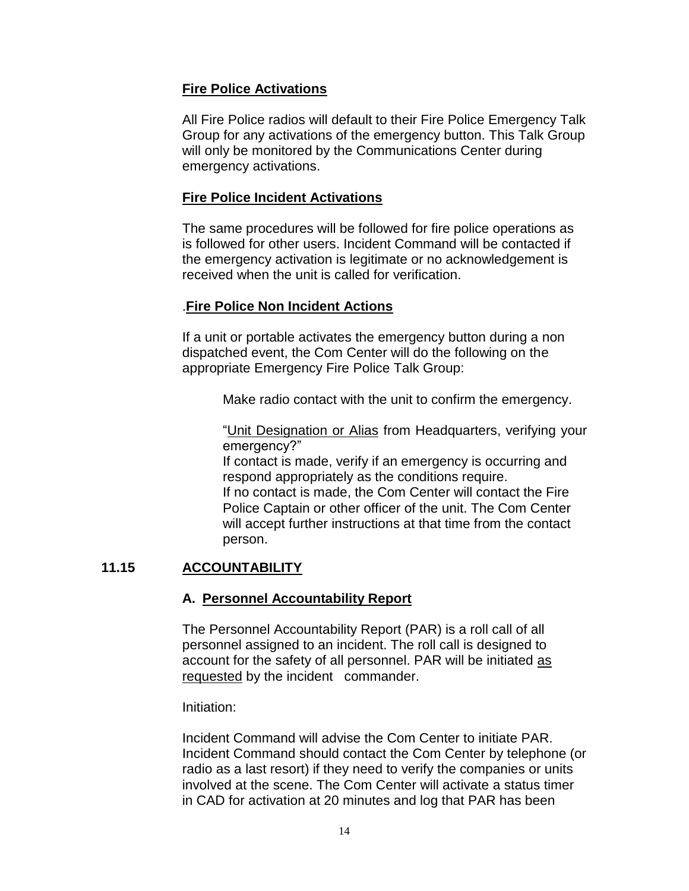**Fire Police Activations**

All Fire Police radios will default to their Fire Police Emergency Talk Group for any activations of the emergency button. This Talk Group will only be monitored by the Communications Center during emergency activations.

**Fire Police Incident Activations**

The same procedures will be followed for fire police operations as is followed for other users. Incident Command will be contacted if the emergency activation is legitimate or no acknowledgement is received when the unit is called for verification.

.**Fire Police Non Incident Actions**

If a unit or portable activates the emergency button during a non dispatched event, the Com Center will do the following on the appropriate Emergency Fire Police Talk Group:

Make radio contact with the unit to confirm the emergency.

"Unit Designation or Alias from Headquarters, verifying your emergency?"
If contact is made, verify if an emergency is occurring and respond appropriately as the conditions require.
If no contact is made, the Com Center will contact the Fire Police Captain or other officer of the unit. The Com Center will accept further instructions at that time from the contact person.

## 11.15 ACCOUNTABILITY

### A. Personnel Accountability Report

The Personnel Accountability Report (PAR) is a roll call of all personnel assigned to an incident. The roll call is designed to account for the safety of all personnel. PAR will be initiated as requested by the incident commander.

Initiation:

Incident Command will advise the Com Center to initiate PAR. Incident Command should contact the Com Center by telephone (or radio as a last resort) if they need to verify the companies or units involved at the scene. The Com Center will activate a status timer in CAD for activation at 20 minutes and log that PAR has been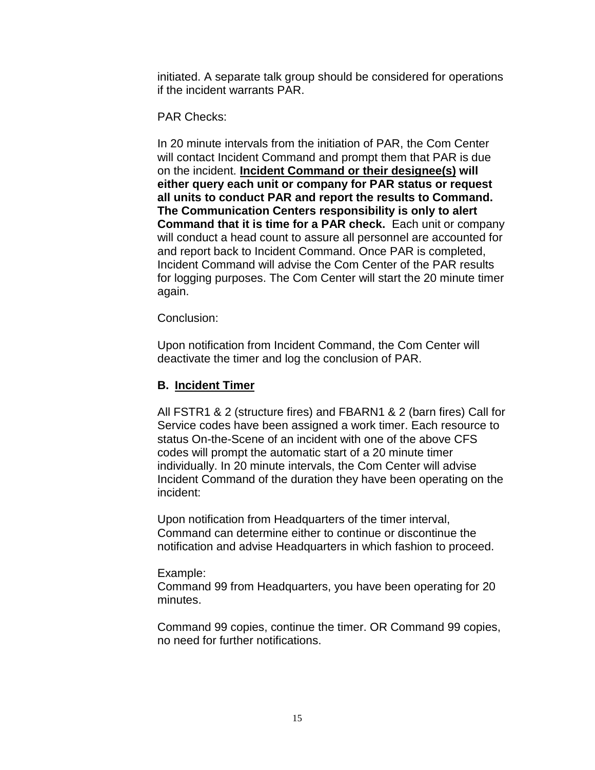initiated. A separate talk group should be considered for operations if the incident warrants PAR.

PAR Checks:

In 20 minute intervals from the initiation of PAR, the Com Center will contact Incident Command and prompt them that PAR is due on the incident. **<u>Incident Command or their designee(s)</u> will either query each unit or company for PAR status or request all units to conduct PAR and report the results to Command. The Communication Centers responsibility is only to alert Command that it is time for a PAR check.** Each unit or company will conduct a head count to assure all personnel are accounted for and report back to Incident Command. Once PAR is completed, Incident Command will advise the Com Center of the PAR results for logging purposes. The Com Center will start the 20 minute timer again.

Conclusion:

Upon notification from Incident Command, the Com Center will deactivate the timer and log the conclusion of PAR.

### B. <u>Incident Timer</u>

All FSTR1 & 2 (structure fires) and FBARN1 & 2 (barn fires) Call for Service codes have been assigned a work timer. Each resource to status On-the-Scene of an incident with one of the above CFS codes will prompt the automatic start of a 20 minute timer individually. In 20 minute intervals, the Com Center will advise Incident Command of the duration they have been operating on the incident:

Upon notification from Headquarters of the timer interval, Command can determine either to continue or discontinue the notification and advise Headquarters in which fashion to proceed.

Example:
Command 99 from Headquarters, you have been operating for 20 minutes.

Command 99 copies, continue the timer. OR Command 99 copies, no need for further notifications.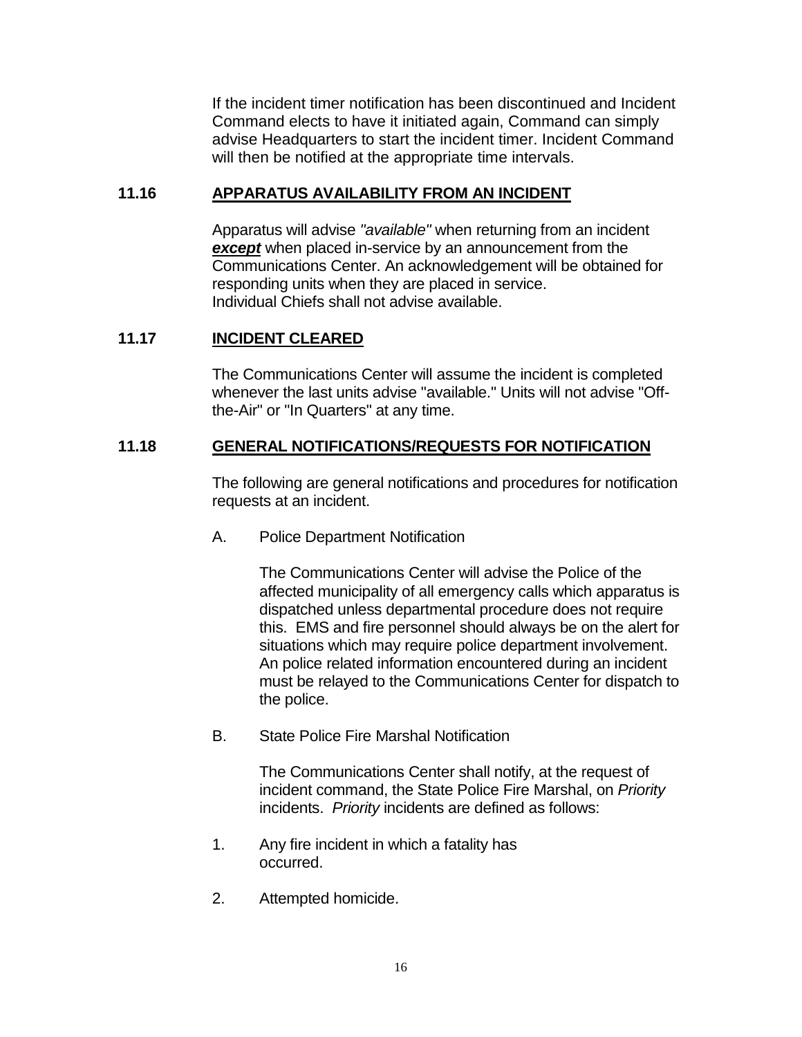If the incident timer notification has been discontinued and Incident Command elects to have it initiated again, Command can simply advise Headquarters to start the incident timer. Incident Command will then be notified at the appropriate time intervals.

## 11.16 APPARATUS AVAILABILITY FROM AN INCIDENT

Apparatus will advise *"available"* when returning from an incident ***except*** when placed in-service by an announcement from the Communications Center. An acknowledgement will be obtained for responding units when they are placed in service.
Individual Chiefs shall not advise available.

## 11.17 INCIDENT CLEARED

The Communications Center will assume the incident is completed whenever the last units advise "available." Units will not advise "Off-the-Air" or "In Quarters" at any time.

## 11.18 GENERAL NOTIFICATIONS/REQUESTS FOR NOTIFICATION

The following are general notifications and procedures for notification requests at an incident.

A. Police Department Notification

The Communications Center will advise the Police of the affected municipality of all emergency calls which apparatus is dispatched unless departmental procedure does not require this. EMS and fire personnel should always be on the alert for situations which may require police department involvement. An police related information encountered during an incident must be relayed to the Communications Center for dispatch to the police.

B. State Police Fire Marshal Notification

The Communications Center shall notify, at the request of incident command, the State Police Fire Marshal, on *Priority* incidents. *Priority* incidents are defined as follows:

1. Any fire incident in which a fatality has occurred.

2. Attempted homicide.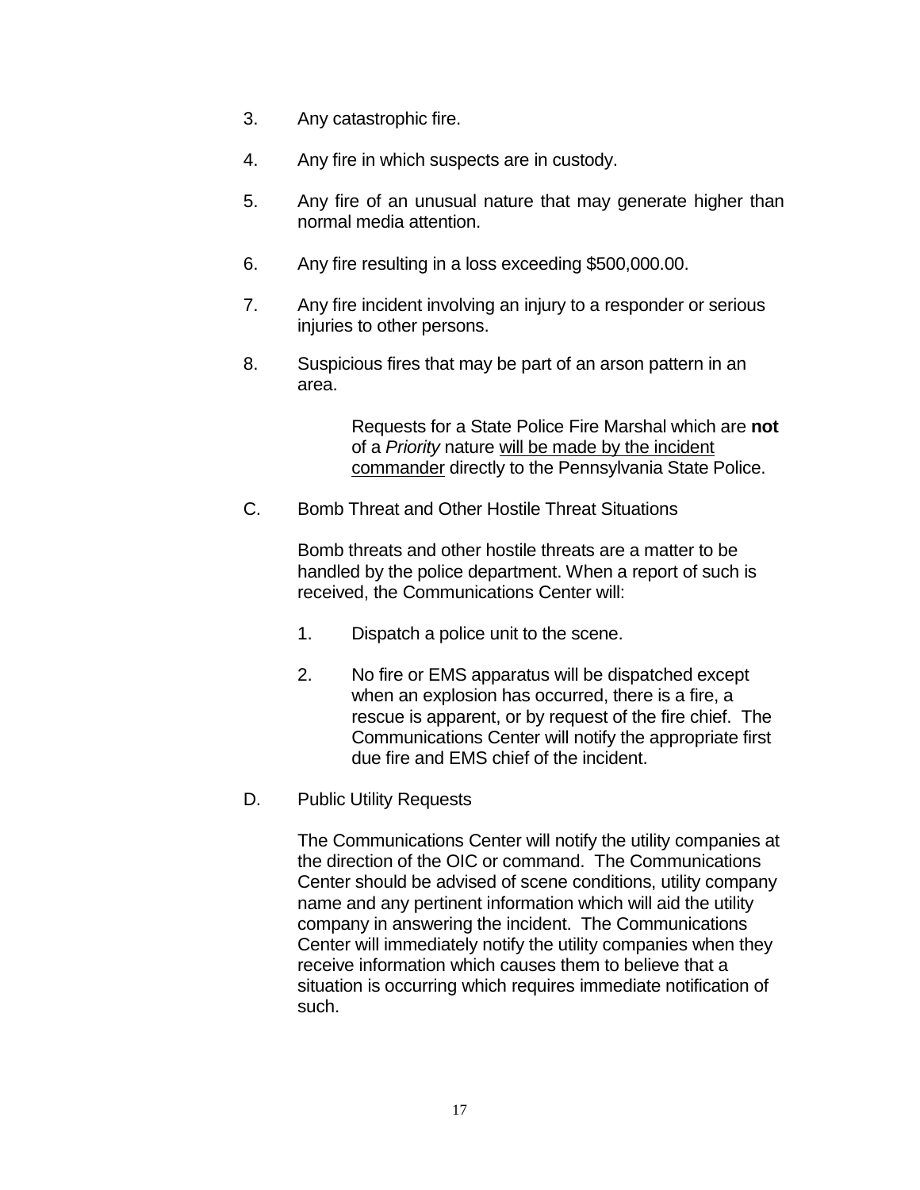3. Any catastrophic fire.

4. Any fire in which suspects are in custody.

5. Any fire of an unusual nature that may generate higher than normal media attention.

6. Any fire resulting in a loss exceeding $500,000.00.

7. Any fire incident involving an injury to a responder or serious injuries to other persons.

8. Suspicious fires that may be part of an arson pattern in an area.

    Requests for a State Police Fire Marshal which are **not** of a *Priority* nature <u>will be made by the incident commander</u> directly to the Pennsylvania State Police.

C. Bomb Threat and Other Hostile Threat Situations

   Bomb threats and other hostile threats are a matter to be handled by the police department. When a report of such is received, the Communications Center will:

   1. Dispatch a police unit to the scene.

   2. No fire or EMS apparatus will be dispatched except when an explosion has occurred, there is a fire, a rescue is apparent, or by request of the fire chief. The Communications Center will notify the appropriate first due fire and EMS chief of the incident.

D. Public Utility Requests

   The Communications Center will notify the utility companies at the direction of the OIC or command. The Communications Center should be advised of scene conditions, utility company name and any pertinent information which will aid the utility company in answering the incident. The Communications Center will immediately notify the utility companies when they receive information which causes them to believe that a situation is occurring which requires immediate notification of such.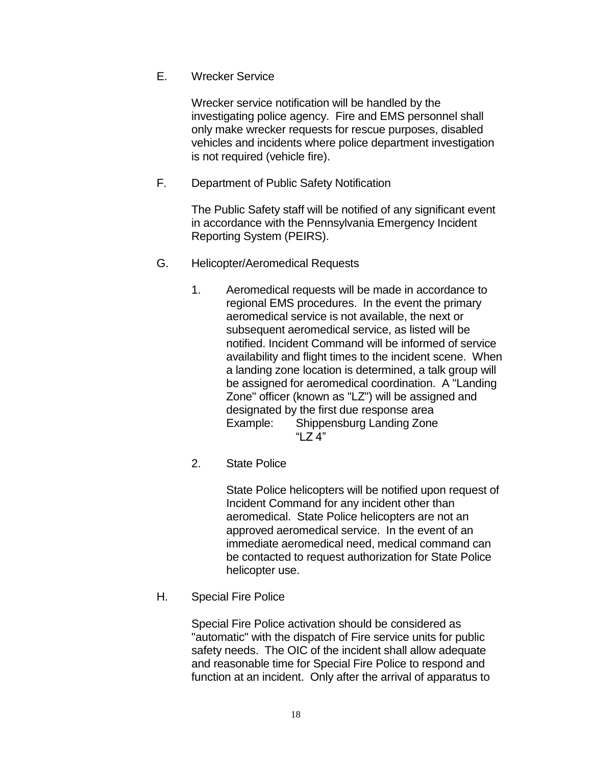E. Wrecker Service

Wrecker service notification will be handled by the investigating police agency. Fire and EMS personnel shall only make wrecker requests for rescue purposes, disabled vehicles and incidents where police department investigation is not required (vehicle fire).

F. Department of Public Safety Notification

The Public Safety staff will be notified of any significant event in accordance with the Pennsylvania Emergency Incident Reporting System (PEIRS).

G. Helicopter/Aeromedical Requests

1. Aeromedical requests will be made in accordance to regional EMS procedures. In the event the primary aeromedical service is not available, the next or subsequent aeromedical service, as listed will be notified. Incident Command will be informed of service availability and flight times to the incident scene. When a landing zone location is determined, a talk group will be assigned for aeromedical coordination. A "Landing Zone" officer (known as "LZ") will be assigned and designated by the first due response area
   Example: Shippensburg Landing Zone
   "LZ 4"

2. State Police

   State Police helicopters will be notified upon request of Incident Command for any incident other than aeromedical. State Police helicopters are not an approved aeromedical service. In the event of an immediate aeromedical need, medical command can be contacted to request authorization for State Police helicopter use.

H. Special Fire Police

Special Fire Police activation should be considered as "automatic" with the dispatch of Fire service units for public safety needs. The OIC of the incident shall allow adequate and reasonable time for Special Fire Police to respond and function at an incident. Only after the arrival of apparatus to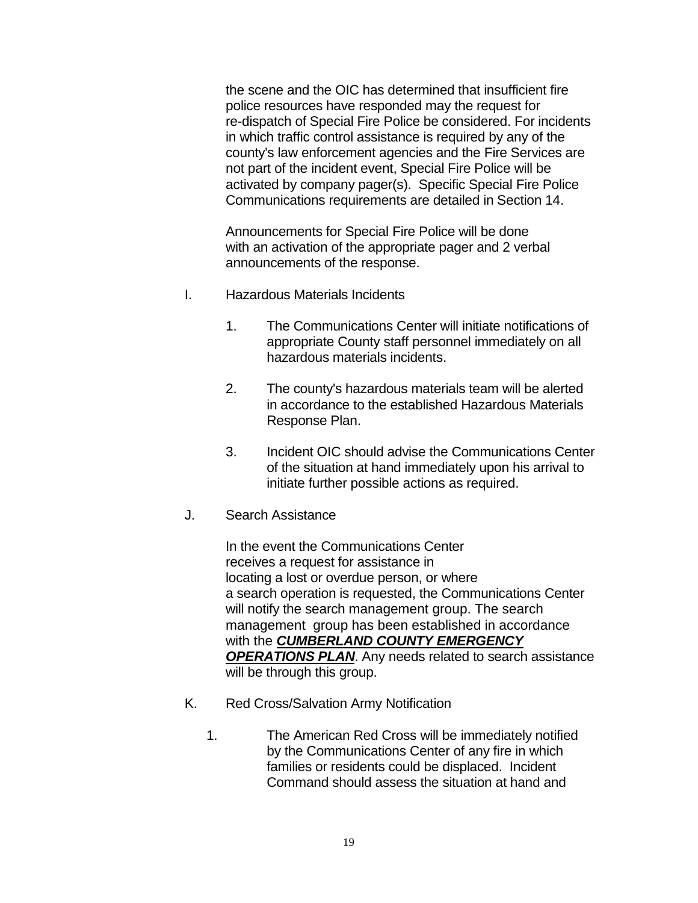the scene and the OIC has determined that insufficient fire police resources have responded may the request for re-dispatch of Special Fire Police be considered. For incidents in which traffic control assistance is required by any of the county's law enforcement agencies and the Fire Services are not part of the incident event, Special Fire Police will be activated by company pager(s). Specific Special Fire Police Communications requirements are detailed in Section 14.

Announcements for Special Fire Police will be done with an activation of the appropriate pager and 2 verbal announcements of the response.

I. Hazardous Materials Incidents

1. The Communications Center will initiate notifications of appropriate County staff personnel immediately on all hazardous materials incidents.

2. The county's hazardous materials team will be alerted in accordance to the established Hazardous Materials Response Plan.

3. Incident OIC should advise the Communications Center of the situation at hand immediately upon his arrival to initiate further possible actions as required.

J. Search Assistance

In the event the Communications Center receives a request for assistance in locating a lost or overdue person, or where a search operation is requested, the Communications Center will notify the search management group. The search management group has been established in accordance with the ***CUMBERLAND COUNTY EMERGENCY OPERATIONS PLAN***. Any needs related to search assistance will be through this group.

K. Red Cross/Salvation Army Notification

1. The American Red Cross will be immediately notified by the Communications Center of any fire in which families or residents could be displaced. Incident Command should assess the situation at hand and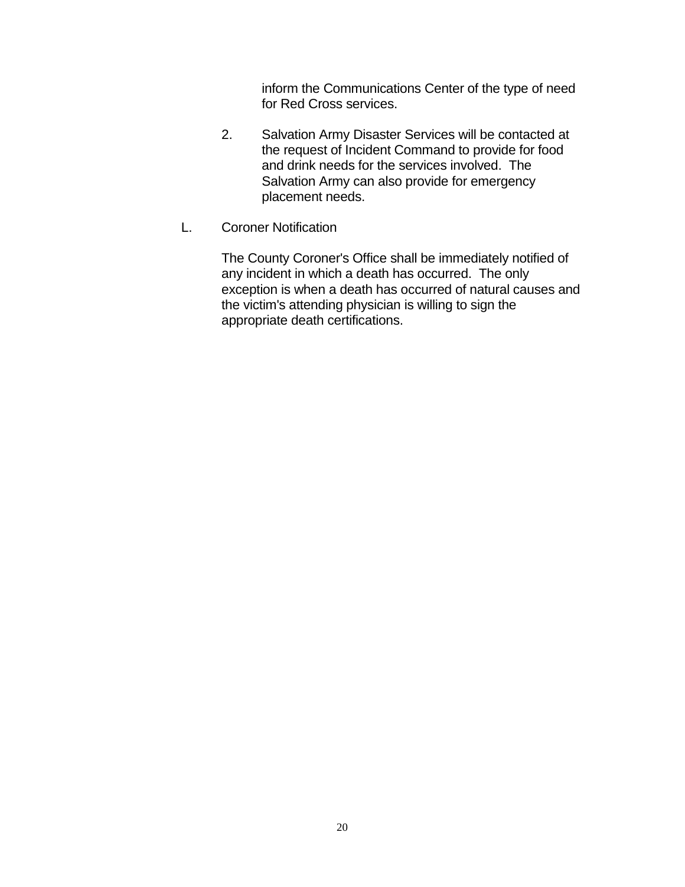inform the Communications Center of the type of need for Red Cross services.

2. Salvation Army Disaster Services will be contacted at the request of Incident Command to provide for food and drink needs for the services involved. The Salvation Army can also provide for emergency placement needs.

L. Coroner Notification

The County Coroner's Office shall be immediately notified of any incident in which a death has occurred. The only exception is when a death has occurred of natural causes and the victim's attending physician is willing to sign the appropriate death certifications.